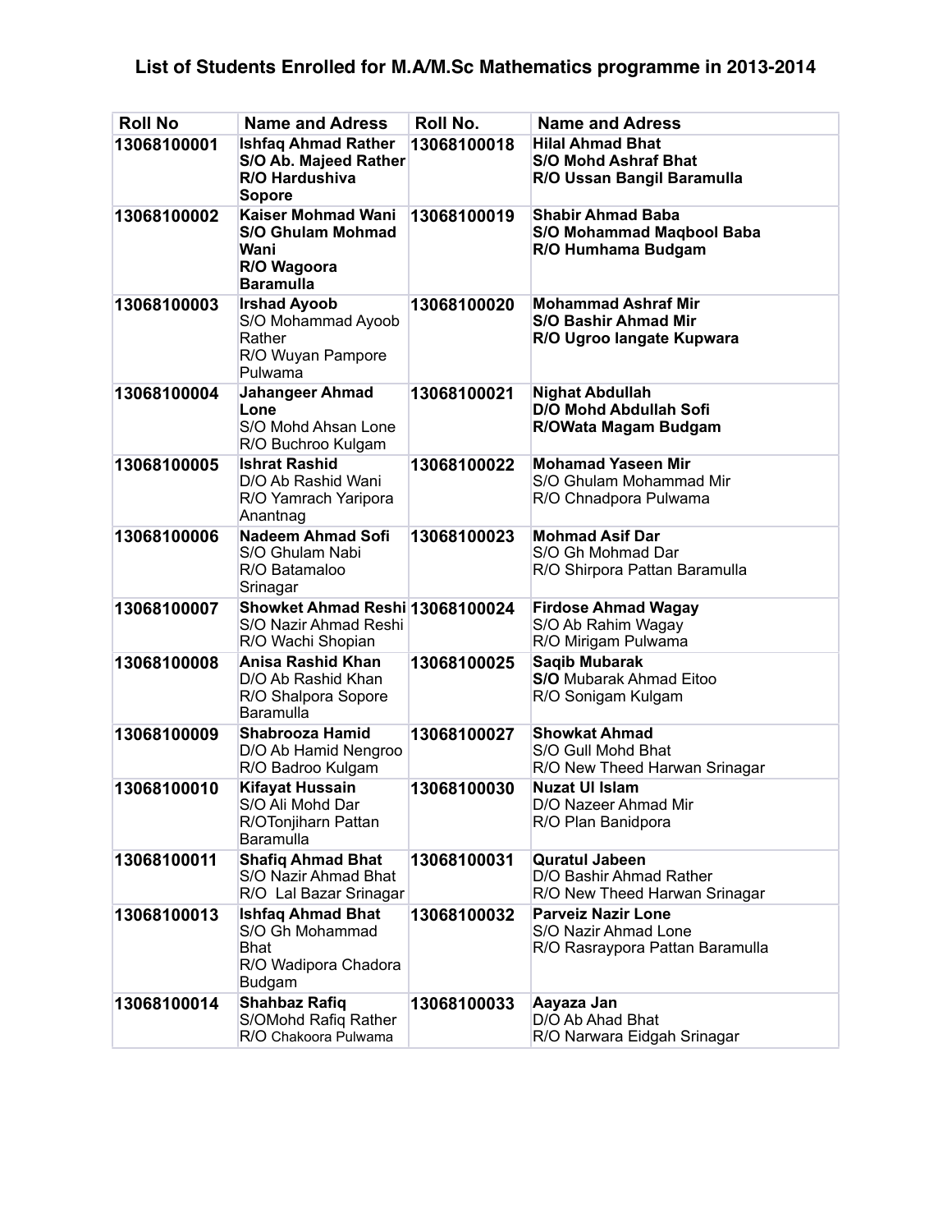# List of Students Enrolled for M.A/M.Sc Mathematics programme in 2013-2014

| Roll No | Name and Adress | Roll No. | Name and Adress |
|---|---|---|---|
| 13068100001 | **Ishfaq Ahmad Rather S/O Ab. Majeed Rather R/O Hardushiva Sopore** | 13068100018 | **Hilal Ahmad Bhat S/O Mohd Ashraf Bhat R/O Ussan Bangil Baramulla** |
| 13068100002 | **Kaiser Mohmad Wani S/O Ghulam Mohmad Wani R/O Wagoora Baramulla** | 13068100019 | **Shabir Ahmad Baba S/O Mohammad Maqbool Baba R/O Humhama Budgam** |
| 13068100003 | **Irshad Ayoob** S/O Mohammad Ayoob Rather R/O Wuyan Pampore Pulwama | 13068100020 | **Mohammad Ashraf Mir S/O Bashir Ahmad Mir R/O Ugroo langate Kupwara** |
| 13068100004 | **Jahangeer Ahmad Lone** S/O Mohd Ahsan Lone R/O Buchroo Kulgam | 13068100021 | **Nighat Abdullah D/O Mohd Abdullah Sofi R/OWata Magam Budgam** |
| 13068100005 | **Ishrat Rashid** D/O Ab Rashid Wani R/O Yamrach Yaripora Anantnag | 13068100022 | **Mohamad Yaseen Mir** S/O Ghulam Mohammad Mir R/O Chnadpora Pulwama |
| 13068100006 | **Nadeem Ahmad Sofi** S/O Ghulam Nabi R/O Batamaloo Srinagar | 13068100023 | **Mohmad Asif Dar** S/O Gh Mohmad Dar R/O Shirpora Pattan Baramulla |
| 13068100007 | **Showket Ahmad Reshi** S/O Nazir Ahmad Reshi R/O Wachi Shopian | 13068100024 | **Firdose Ahmad Wagay** S/O Ab Rahim Wagay R/O Mirigam Pulwama |
| 13068100008 | **Anisa Rashid Khan** D/O Ab Rashid Khan R/O Shalpora Sopore Baramulla | 13068100025 | **Saqib Mubarak S/O** Mubarak Ahmad Eitoo R/O Sonigam Kulgam |
| 13068100009 | **Shabrooza Hamid** D/O Ab Hamid Nengroo R/O Badroo Kulgam | 13068100027 | **Showkat Ahmad** S/O Gull Mohd Bhat R/O New Theed Harwan Srinagar |
| 13068100010 | **Kifayat Hussain** S/O Ali Mohd Dar R/OTonjiharn Pattan Baramulla | 13068100030 | **Nuzat Ul Islam** D/O Nazeer Ahmad Mir R/O Plan Banidpora |
| 13068100011 | **Shafiq Ahmad Bhat** S/O Nazir Ahmad Bhat R/O Lal Bazar Srinagar | 13068100031 | **Quratul Jabeen** D/O Bashir Ahmad Rather R/O New Theed Harwan Srinagar |
| 13068100013 | **Ishfaq Ahmad Bhat** S/O Gh Mohammad Bhat R/O Wadipora Chadora Budgam | 13068100032 | **Parveiz Nazir Lone** S/O Nazir Ahmad Lone R/O Rasraypora Pattan Baramulla |
| 13068100014 | **Shahbaz Rafiq** S/OMohd Rafiq Rather R/O Chakoora Pulwama | 13068100033 | **Aayaza Jan** D/O Ab Ahad Bhat R/O Narwara Eidgah Srinagar |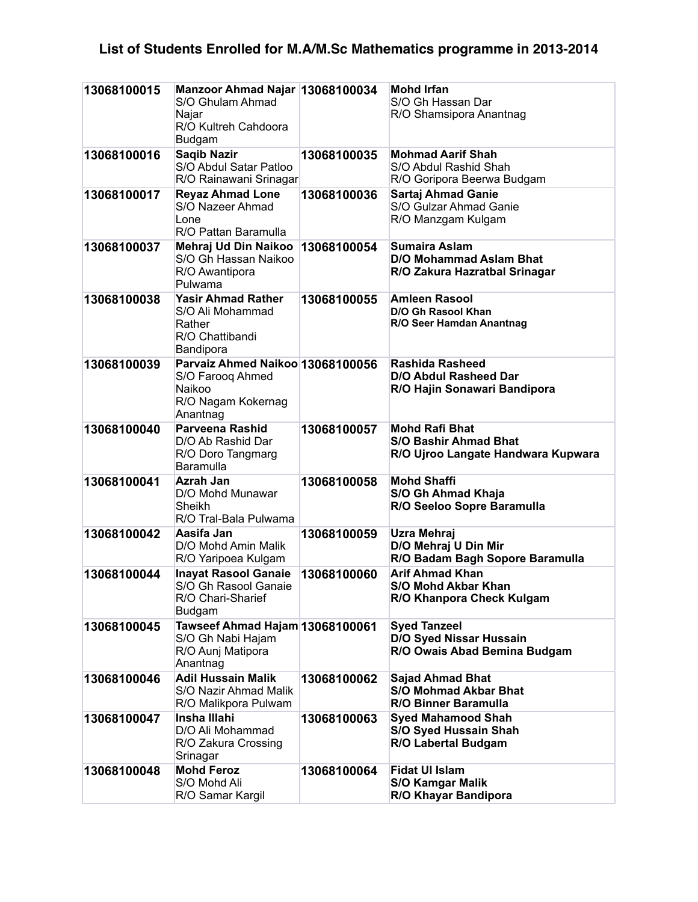## List of Students Enrolled for M.A/M.Sc Mathematics programme in 2013-2014

| | | | |
|---|---|---|---|
| 13068100015 | **Manzoor Ahmad Najar** S/O Ghulam Ahmad Najar R/O Kultreh Cahdoora Budgam | 13068100034 | **Mohd Irfan** S/O Gh Hassan Dar R/O Shamsipora Anantnag |
| 13068100016 | **Saqib Nazir** S/O Abdul Satar Patloo R/O Rainawani Srinagar | 13068100035 | **Mohmad Aarif Shah** S/O Abdul Rashid Shah R/O Goripora Beerwa Budgam |
| 13068100017 | **Reyaz Ahmad Lone** S/O Nazeer Ahmad Lone R/O Pattan Baramulla | 13068100036 | **Sartaj Ahmad Ganie** S/O Gulzar Ahmad Ganie R/O Manzgam Kulgam |
| 13068100037 | **Mehraj Ud Din Naikoo** S/O Gh Hassan Naikoo R/O Awantipora Pulwama | 13068100054 | **Sumaira Aslam D/O Mohammad Aslam Bhat R/O Zakura Hazratbal Srinagar** |
| 13068100038 | **Yasir Ahmad Rather** S/O Ali Mohammad Rather R/O Chattibandi Bandipora | 13068100055 | **Amleen Rasool D/O Gh Rasool Khan R/O Seer Hamdan Anantnag** |
| 13068100039 | **Parvaiz Ahmed Naikoo** S/O Farooq Ahmed Naikoo R/O Nagam Kokernag Anantnag | 13068100056 | **Rashida Rasheed D/O Abdul Rasheed Dar R/O Hajin Sonawari Bandipora** |
| 13068100040 | **Parveena Rashid** D/O Ab Rashid Dar R/O Doro Tangmarg Baramulla | 13068100057 | **Mohd Rafi Bhat S/O Bashir Ahmad Bhat R/O Ujroo Langate Handwara Kupwara** |
| 13068100041 | **Azrah Jan** D/O Mohd Munawar Sheikh R/O Tral-Bala Pulwama | 13068100058 | **Mohd Shaffi S/O Gh Ahmad Khaja R/O Seeloo Sopre Baramulla** |
| 13068100042 | **Aasifa Jan** D/O Mohd Amin Malik R/O Yaripoea Kulgam | 13068100059 | **Uzra Mehraj D/O Mehraj U Din Mir R/O Badam Bagh Sopore Baramulla** |
| 13068100044 | **Inayat Rasool Ganaie** S/O Gh Rasool Ganaie R/O Chari-Sharief Budgam | 13068100060 | **Arif Ahmad Khan S/O Mohd Akbar Khan R/O Khanpora Check Kulgam** |
| 13068100045 | **Tawseef Ahmad Hajam** S/O Gh Nabi Hajam R/O Aunj Matipora Anantnag | 13068100061 | **Syed Tanzeel D/O Syed Nissar Hussain R/O Owais Abad Bemina Budgam** |
| 13068100046 | **Adil Hussain Malik** S/O Nazir Ahmad Malik R/O Malikpora Pulwam | 13068100062 | **Sajad Ahmad Bhat S/O Mohmad Akbar Bhat R/O Binner Baramulla** |
| 13068100047 | **Insha Illahi** D/O Ali Mohammad R/O Zakura Crossing Srinagar | 13068100063 | **Syed Mahamood Shah S/O Syed Hussain Shah R/O Labertal Budgam** |
| 13068100048 | **Mohd Feroz** S/O Mohd Ali R/O Samar Kargil | 13068100064 | **Fidat Ul Islam S/O Kamgar Malik R/O Khayar Bandipora** |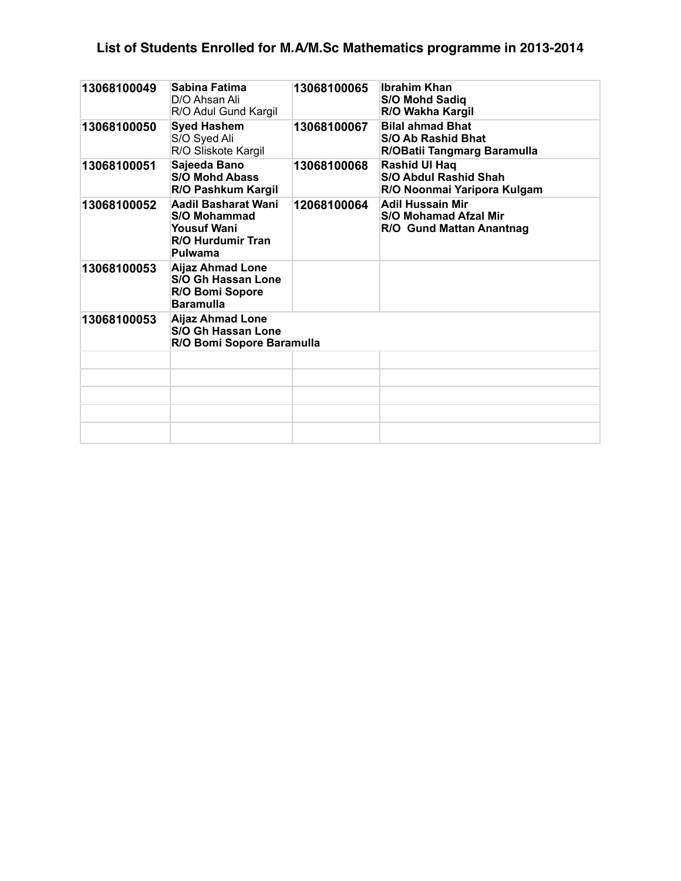# List of Students Enrolled for M.A/M.Sc Mathematics programme in 2013-2014

| | | | |
|---|---|---|---|
| **13068100049** | **Sabina Fatima**<br>D/O Ahsan Ali<br>R/O Adul Gund Kargil | **13068100065** | **Ibrahim Khan**<br>**S/O Mohd Sadiq**<br>**R/O Wakha Kargil** |
| **13068100050** | **Syed Hashem**<br>S/O Syed Ali<br>R/O Sliskote Kargil | **13068100067** | **Bilal ahmad Bhat**<br>**S/O Ab Rashid Bhat**<br>**R/OBatii Tangmarg Baramulla** |
| **13068100051** | **Sajeeda Bano**<br>**S/O Mohd Abass**<br>**R/O Pashkum Kargil** | **13068100068** | **Rashid Ul Haq**<br>**S/O Abdul Rashid Shah**<br>**R/O Noonmai Yaripora Kulgam** |
| **13068100052** | **Aadil Basharat Wani**<br>**S/O Mohammad Yousuf Wani**<br>**R/O Hurdumir Tran Pulwama** | **12068100064** | **Adil Hussain Mir**<br>**S/O Mohamad Afzal Mir**<br>**R/O Gund Mattan Anantnag** |
| **13068100053** | **Aijaz Ahmad Lone**<br>**S/O Gh Hassan Lone**<br>**R/O Bomi Sopore Baramulla** | | |
| **13068100053** | **Aijaz Ahmad Lone**<br>**S/O Gh Hassan Lone**<br>**R/O Bomi Sopore Baramulla** | | |
| | | | |
| | | | |
| | | | |
| | | | |
| | | | |